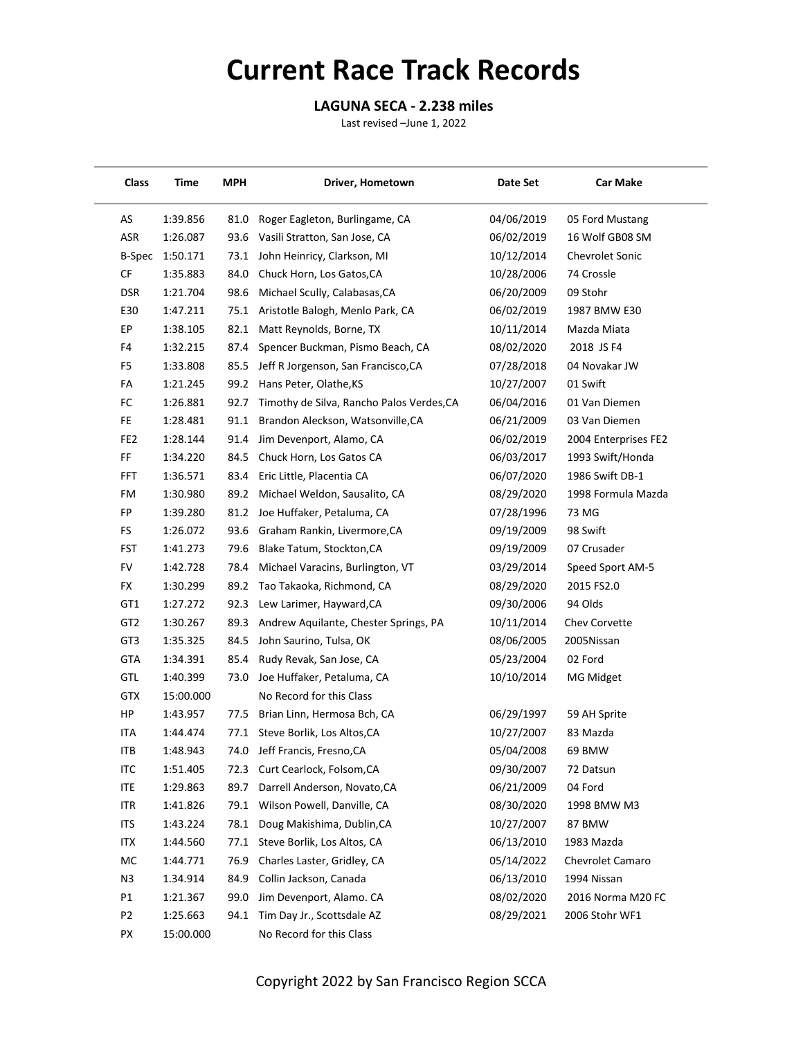# Current Race Track Records

**LAGUNA SECA - 2.238 miles**

Last revised –June 1, 2022

| Class | Time | MPH | Driver, Hometown | Date Set | Car Make |
|---|---|---|---|---|---|
| AS | 1:39.856 | 81.0 | Roger Eagleton, Burlingame, CA | 04/06/2019 | 05 Ford Mustang |
| ASR | 1:26.087 | 93.6 | Vasili Stratton, San Jose, CA | 06/02/2019 | 16 Wolf GB08 SM |
| B-Spec | 1:50.171 | 73.1 | John Heinricy, Clarkson, MI | 10/12/2014 | Chevrolet Sonic |
| CF | 1:35.883 | 84.0 | Chuck Horn, Los Gatos,CA | 10/28/2006 | 74 Crossle |
| DSR | 1:21.704 | 98.6 | Michael Scully, Calabasas,CA | 06/20/2009 | 09 Stohr |
| E30 | 1:47.211 | 75.1 | Aristotle Balogh, Menlo Park, CA | 06/02/2019 | 1987 BMW E30 |
| EP | 1:38.105 | 82.1 | Matt Reynolds, Borne, TX | 10/11/2014 | Mazda Miata |
| F4 | 1:32.215 | 87.4 | Spencer Buckman, Pismo Beach, CA | 08/02/2020 | 2018 JS F4 |
| F5 | 1:33.808 | 85.5 | Jeff R Jorgenson, San Francisco,CA | 07/28/2018 | 04 Novakar JW |
| FA | 1:21.245 | 99.2 | Hans Peter, Olathe,KS | 10/27/2007 | 01 Swift |
| FC | 1:26.881 | 92.7 | Timothy de Silva, Rancho Palos Verdes,CA | 06/04/2016 | 01 Van Diemen |
| FE | 1:28.481 | 91.1 | Brandon Aleckson, Watsonville,CA | 06/21/2009 | 03 Van Diemen |
| FE2 | 1:28.144 | 91.4 | Jim Devenport, Alamo, CA | 06/02/2019 | 2004 Enterprises FE2 |
| FF | 1:34.220 | 84.5 | Chuck Horn, Los Gatos CA | 06/03/2017 | 1993 Swift/Honda |
| FFT | 1:36.571 | 83.4 | Eric Little, Placentia CA | 06/07/2020 | 1986 Swift DB-1 |
| FM | 1:30.980 | 89.2 | Michael Weldon, Sausalito, CA | 08/29/2020 | 1998 Formula Mazda |
| FP | 1:39.280 | 81.2 | Joe Huffaker, Petaluma, CA | 07/28/1996 | 73 MG |
| FS | 1:26.072 | 93.6 | Graham Rankin, Livermore,CA | 09/19/2009 | 98 Swift |
| FST | 1:41.273 | 79.6 | Blake Tatum, Stockton,CA | 09/19/2009 | 07 Crusader |
| FV | 1:42.728 | 78.4 | Michael Varacins, Burlington, VT | 03/29/2014 | Speed Sport AM-5 |
| FX | 1:30.299 | 89.2 | Tao Takaoka, Richmond, CA | 08/29/2020 | 2015 FS2.0 |
| GT1 | 1:27.272 | 92.3 | Lew Larimer, Hayward,CA | 09/30/2006 | 94 Olds |
| GT2 | 1:30.267 | 89.3 | Andrew Aquilante, Chester Springs, PA | 10/11/2014 | Chev Corvette |
| GT3 | 1:35.325 | 84.5 | John Saurino, Tulsa, OK | 08/06/2005 | 2005Nissan |
| GTA | 1:34.391 | 85.4 | Rudy Revak, San Jose, CA | 05/23/2004 | 02 Ford |
| GTL | 1:40.399 | 73.0 | Joe Huffaker, Petaluma, CA | 10/10/2014 | MG Midget |
| GTX | 15:00.000 | | No Record for this Class | | |
| HP | 1:43.957 | 77.5 | Brian Linn, Hermosa Bch, CA | 06/29/1997 | 59 AH Sprite |
| ITA | 1:44.474 | 77.1 | Steve Borlik, Los Altos,CA | 10/27/2007 | 83 Mazda |
| ITB | 1:48.943 | 74.0 | Jeff Francis, Fresno,CA | 05/04/2008 | 69 BMW |
| ITC | 1:51.405 | 72.3 | Curt Cearlock, Folsom,CA | 09/30/2007 | 72 Datsun |
| ITE | 1:29.863 | 89.7 | Darrell Anderson, Novato,CA | 06/21/2009 | 04 Ford |
| ITR | 1:41.826 | 79.1 | Wilson Powell, Danville, CA | 08/30/2020 | 1998 BMW M3 |
| ITS | 1:43.224 | 78.1 | Doug Makishima, Dublin,CA | 10/27/2007 | 87 BMW |
| ITX | 1:44.560 | 77.1 | Steve Borlik, Los Altos, CA | 06/13/2010 | 1983 Mazda |
| MC | 1:44.771 | 76.9 | Charles Laster, Gridley, CA | 05/14/2022 | Chevrolet Camaro |
| N3 | 1.34.914 | 84.9 | Collin Jackson, Canada | 06/13/2010 | 1994 Nissan |
| P1 | 1:21.367 | 99.0 | Jim Devenport, Alamo. CA | 08/02/2020 | 2016 Norma M20 FC |
| P2 | 1:25.663 | 94.1 | Tim Day Jr., Scottsdale AZ | 08/29/2021 | 2006 Stohr WF1 |
| PX | 15:00.000 | | No Record for this Class | | |

Copyright 2022 by San Francisco Region SCCA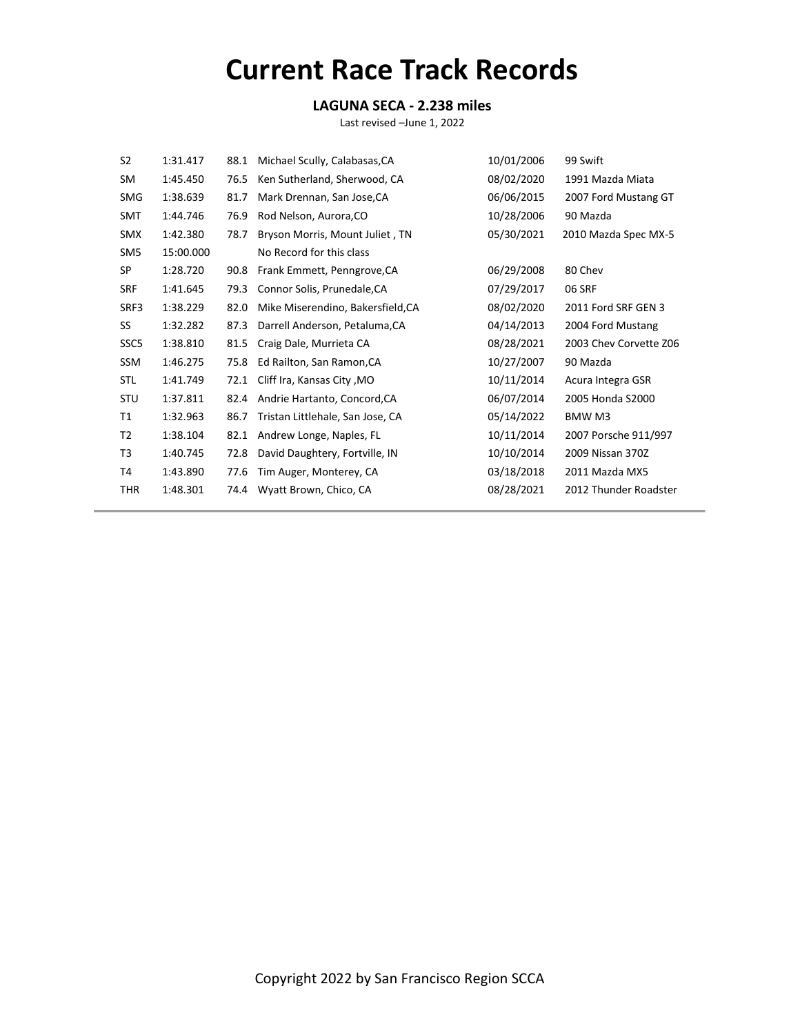# Current Race Track Records

**LAGUNA SECA - 2.238 miles**

Last revised –June 1, 2022

| | | | | | |
|---|---|---|---|---|---|
| S2 | 1:31.417 | 88.1 | Michael Scully, Calabasas,CA | 10/01/2006 | 99 Swift |
| SM | 1:45.450 | 76.5 | Ken Sutherland, Sherwood, CA | 08/02/2020 | 1991 Mazda Miata |
| SMG | 1:38.639 | 81.7 | Mark Drennan, San Jose,CA | 06/06/2015 | 2007 Ford Mustang GT |
| SMT | 1:44.746 | 76.9 | Rod Nelson, Aurora,CO | 10/28/2006 | 90 Mazda |
| SMX | 1:42.380 | 78.7 | Bryson Morris, Mount Juliet , TN | 05/30/2021 | 2010 Mazda Spec MX-5 |
| SM5 | 15:00.000 | | No Record for this class | | |
| SP | 1:28.720 | 90.8 | Frank Emmett, Penngrove,CA | 06/29/2008 | 80 Chev |
| SRF | 1:41.645 | 79.3 | Connor Solis, Prunedale,CA | 07/29/2017 | 06 SRF |
| SRF3 | 1:38.229 | 82.0 | Mike Miserendino, Bakersfield,CA | 08/02/2020 | 2011 Ford SRF GEN 3 |
| SS | 1:32.282 | 87.3 | Darrell Anderson, Petaluma,CA | 04/14/2013 | 2004 Ford Mustang |
| SSC5 | 1:38.810 | 81.5 | Craig Dale, Murrieta CA | 08/28/2021 | 2003 Chev Corvette Z06 |
| SSM | 1:46.275 | 75.8 | Ed Railton, San Ramon,CA | 10/27/2007 | 90 Mazda |
| STL | 1:41.749 | 72.1 | Cliff Ira, Kansas City ,MO | 10/11/2014 | Acura Integra GSR |
| STU | 1:37.811 | 82.4 | Andrie Hartanto, Concord,CA | 06/07/2014 | 2005 Honda S2000 |
| T1 | 1:32.963 | 86.7 | Tristan Littlehale, San Jose, CA | 05/14/2022 | BMW M3 |
| T2 | 1:38.104 | 82.1 | Andrew Longe, Naples, FL | 10/11/2014 | 2007 Porsche 911/997 |
| T3 | 1:40.745 | 72.8 | David Daughtery, Fortville, IN | 10/10/2014 | 2009 Nissan 370Z |
| T4 | 1:43.890 | 77.6 | Tim Auger, Monterey, CA | 03/18/2018 | 2011 Mazda MX5 |
| THR | 1:48.301 | 74.4 | Wyatt Brown, Chico, CA | 08/28/2021 | 2012 Thunder Roadster |

Copyright 2022 by San Francisco Region SCCA